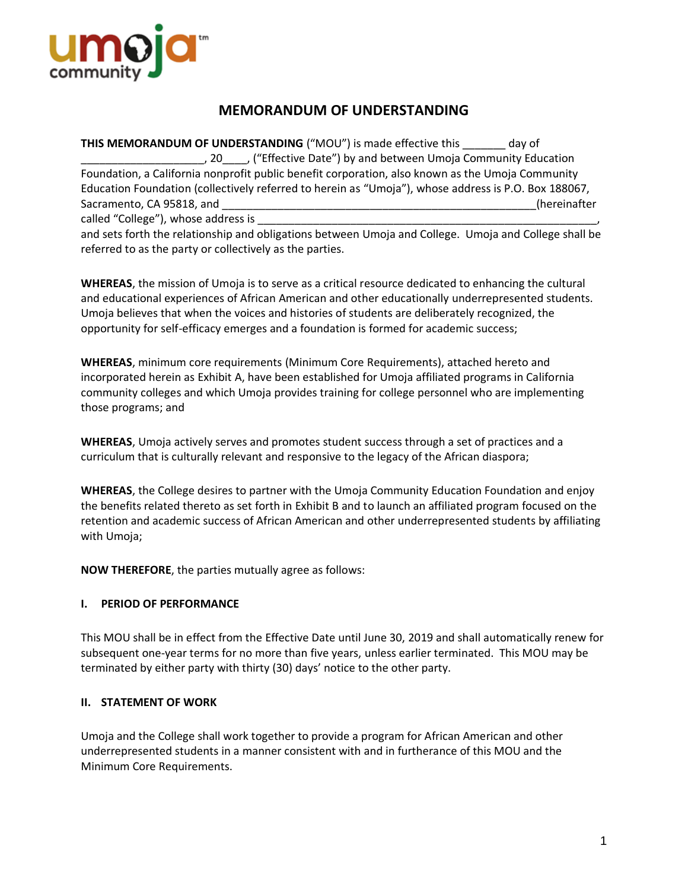umoja community

# MEMORANDUM OF UNDERSTANDING

**THIS MEMORANDUM OF UNDERSTANDING** ("MOU") is made effective this _______ day of ____________________, 20____, ("Effective Date") by and between Umoja Community Education Foundation, a California nonprofit public benefit corporation, also known as the Umoja Community Education Foundation (collectively referred to herein as "Umoja"), whose address is P.O. Box 188067, Sacramento, CA 95818, and _____________________________________________________(hereinafter called "College"), whose address is ___________________________________________________________, and sets forth the relationship and obligations between Umoja and College. Umoja and College shall be referred to as the party or collectively as the parties.

**WHEREAS**, the mission of Umoja is to serve as a critical resource dedicated to enhancing the cultural and educational experiences of African American and other educationally underrepresented students. Umoja believes that when the voices and histories of students are deliberately recognized, the opportunity for self-efficacy emerges and a foundation is formed for academic success;

**WHEREAS**, minimum core requirements (Minimum Core Requirements), attached hereto and incorporated herein as Exhibit A, have been established for Umoja affiliated programs in California community colleges and which Umoja provides training for college personnel who are implementing those programs; and

**WHEREAS**, Umoja actively serves and promotes student success through a set of practices and a curriculum that is culturally relevant and responsive to the legacy of the African diaspora;

**WHEREAS**, the College desires to partner with the Umoja Community Education Foundation and enjoy the benefits related thereto as set forth in Exhibit B and to launch an affiliated program focused on the retention and academic success of African American and other underrepresented students by affiliating with Umoja;

**NOW THEREFORE**, the parties mutually agree as follows:

## I. PERIOD OF PERFORMANCE

This MOU shall be in effect from the Effective Date until June 30, 2019 and shall automatically renew for subsequent one-year terms for no more than five years, unless earlier terminated. This MOU may be terminated by either party with thirty (30) days' notice to the other party.

## II. STATEMENT OF WORK

Umoja and the College shall work together to provide a program for African American and other underrepresented students in a manner consistent with and in furtherance of this MOU and the Minimum Core Requirements.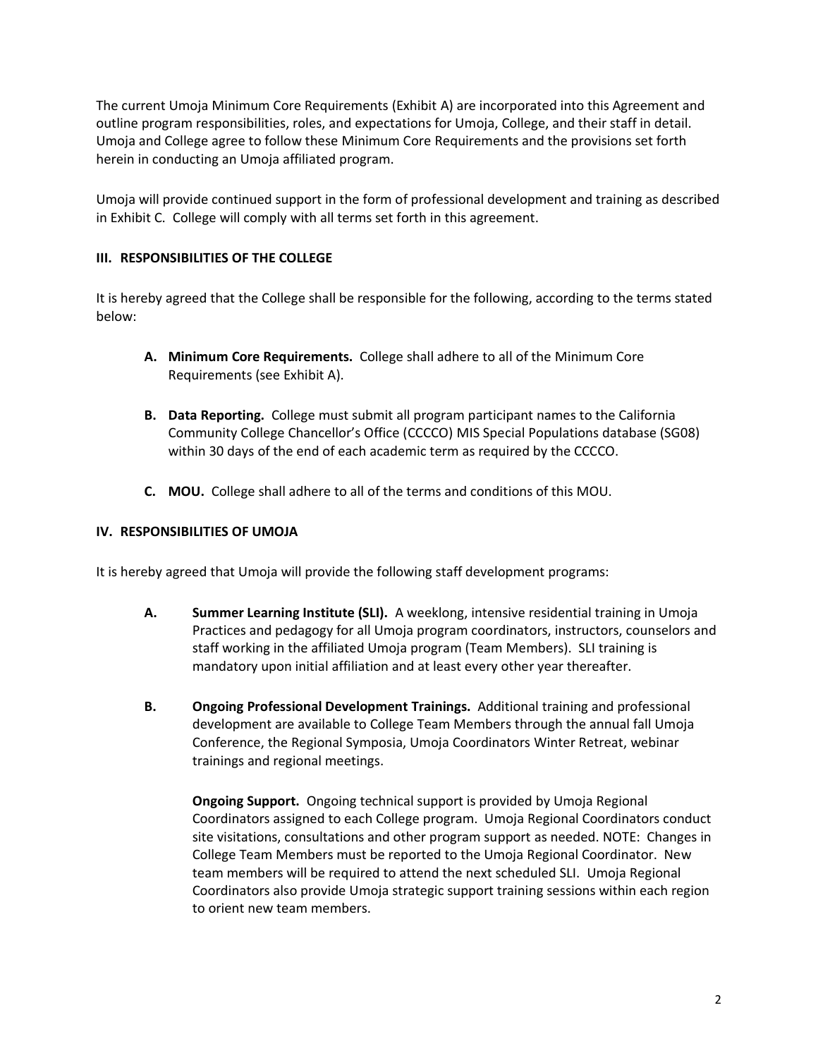The current Umoja Minimum Core Requirements (Exhibit A) are incorporated into this Agreement and outline program responsibilities, roles, and expectations for Umoja, College, and their staff in detail. Umoja and College agree to follow these Minimum Core Requirements and the provisions set forth herein in conducting an Umoja affiliated program.

Umoja will provide continued support in the form of professional development and training as described in Exhibit C. College will comply with all terms set forth in this agreement.

## III. RESPONSIBILITIES OF THE COLLEGE

It is hereby agreed that the College shall be responsible for the following, according to the terms stated below:

- **A. Minimum Core Requirements.** College shall adhere to all of the Minimum Core Requirements (see Exhibit A).

- **B. Data Reporting.** College must submit all program participant names to the California Community College Chancellor's Office (CCCCO) MIS Special Populations database (SG08) within 30 days of the end of each academic term as required by the CCCCO.

- **C. MOU.** College shall adhere to all of the terms and conditions of this MOU.

## IV. RESPONSIBILITIES OF UMOJA

It is hereby agreed that Umoja will provide the following staff development programs:

- **A. Summer Learning Institute (SLI).** A weeklong, intensive residential training in Umoja Practices and pedagogy for all Umoja program coordinators, instructors, counselors and staff working in the affiliated Umoja program (Team Members). SLI training is mandatory upon initial affiliation and at least every other year thereafter.

- **B. Ongoing Professional Development Trainings.** Additional training and professional development are available to College Team Members through the annual fall Umoja Conference, the Regional Symposia, Umoja Coordinators Winter Retreat, webinar trainings and regional meetings.

  **Ongoing Support.** Ongoing technical support is provided by Umoja Regional Coordinators assigned to each College program. Umoja Regional Coordinators conduct site visitations, consultations and other program support as needed. NOTE: Changes in College Team Members must be reported to the Umoja Regional Coordinator. New team members will be required to attend the next scheduled SLI. Umoja Regional Coordinators also provide Umoja strategic support training sessions within each region to orient new team members.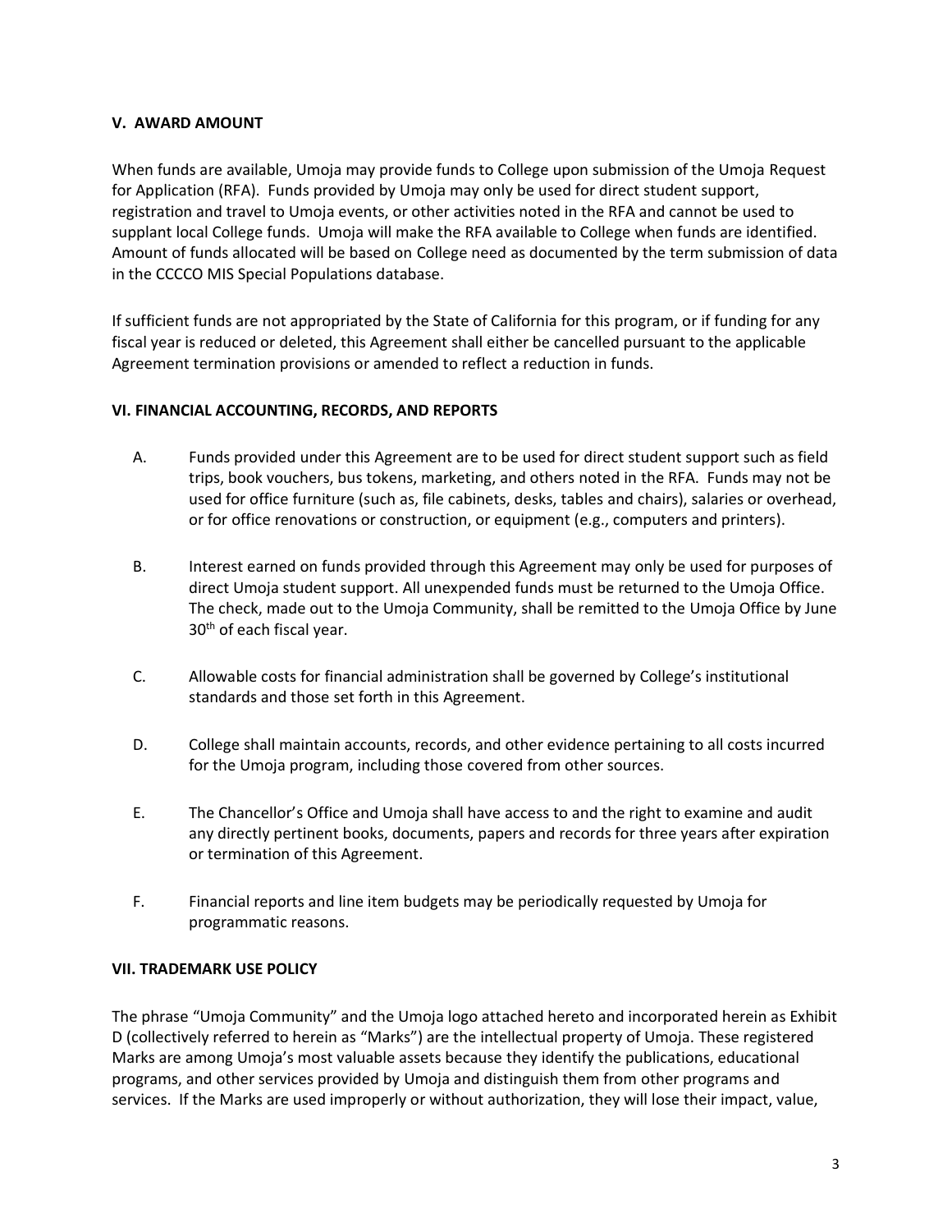## V. AWARD AMOUNT

When funds are available, Umoja may provide funds to College upon submission of the Umoja Request for Application (RFA). Funds provided by Umoja may only be used for direct student support, registration and travel to Umoja events, or other activities noted in the RFA and cannot be used to supplant local College funds. Umoja will make the RFA available to College when funds are identified. Amount of funds allocated will be based on College need as documented by the term submission of data in the CCCCO MIS Special Populations database.

If sufficient funds are not appropriated by the State of California for this program, or if funding for any fiscal year is reduced or deleted, this Agreement shall either be cancelled pursuant to the applicable Agreement termination provisions or amended to reflect a reduction in funds.

## VI. FINANCIAL ACCOUNTING, RECORDS, AND REPORTS

A. Funds provided under this Agreement are to be used for direct student support such as field trips, book vouchers, bus tokens, marketing, and others noted in the RFA. Funds may not be used for office furniture (such as, file cabinets, desks, tables and chairs), salaries or overhead, or for office renovations or construction, or equipment (e.g., computers and printers).

B. Interest earned on funds provided through this Agreement may only be used for purposes of direct Umoja student support. All unexpended funds must be returned to the Umoja Office. The check, made out to the Umoja Community, shall be remitted to the Umoja Office by June 30th of each fiscal year.

C. Allowable costs for financial administration shall be governed by College's institutional standards and those set forth in this Agreement.

D. College shall maintain accounts, records, and other evidence pertaining to all costs incurred for the Umoja program, including those covered from other sources.

E. The Chancellor's Office and Umoja shall have access to and the right to examine and audit any directly pertinent books, documents, papers and records for three years after expiration or termination of this Agreement.

F. Financial reports and line item budgets may be periodically requested by Umoja for programmatic reasons.

## VII. TRADEMARK USE POLICY

The phrase "Umoja Community" and the Umoja logo attached hereto and incorporated herein as Exhibit D (collectively referred to herein as "Marks") are the intellectual property of Umoja. These registered Marks are among Umoja's most valuable assets because they identify the publications, educational programs, and other services provided by Umoja and distinguish them from other programs and services. If the Marks are used improperly or without authorization, they will lose their impact, value,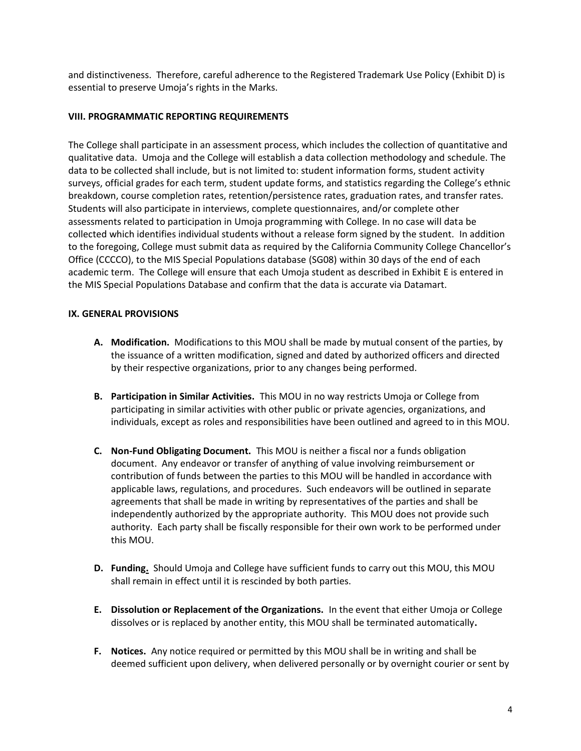and distinctiveness. Therefore, careful adherence to the Registered Trademark Use Policy (Exhibit D) is essential to preserve Umoja's rights in the Marks.

## VIII. PROGRAMMATIC REPORTING REQUIREMENTS

The College shall participate in an assessment process, which includes the collection of quantitative and qualitative data. Umoja and the College will establish a data collection methodology and schedule. The data to be collected shall include, but is not limited to: student information forms, student activity surveys, official grades for each term, student update forms, and statistics regarding the College's ethnic breakdown, course completion rates, retention/persistence rates, graduation rates, and transfer rates. Students will also participate in interviews, complete questionnaires, and/or complete other assessments related to participation in Umoja programming with College. In no case will data be collected which identifies individual students without a release form signed by the student. In addition to the foregoing, College must submit data as required by the California Community College Chancellor's Office (CCCCO), to the MIS Special Populations database (SG08) within 30 days of the end of each academic term. The College will ensure that each Umoja student as described in Exhibit E is entered in the MIS Special Populations Database and confirm that the data is accurate via Datamart.

## IX. GENERAL PROVISIONS

**A. Modification.** Modifications to this MOU shall be made by mutual consent of the parties, by the issuance of a written modification, signed and dated by authorized officers and directed by their respective organizations, prior to any changes being performed.

**B. Participation in Similar Activities.** This MOU in no way restricts Umoja or College from participating in similar activities with other public or private agencies, organizations, and individuals, except as roles and responsibilities have been outlined and agreed to in this MOU.

**C. Non-Fund Obligating Document.** This MOU is neither a fiscal nor a funds obligation document. Any endeavor or transfer of anything of value involving reimbursement or contribution of funds between the parties to this MOU will be handled in accordance with applicable laws, regulations, and procedures. Such endeavors will be outlined in separate agreements that shall be made in writing by representatives of the parties and shall be independently authorized by the appropriate authority. This MOU does not provide such authority. Each party shall be fiscally responsible for their own work to be performed under this MOU.

**D. Funding.** Should Umoja and College have sufficient funds to carry out this MOU, this MOU shall remain in effect until it is rescinded by both parties.

**E. Dissolution or Replacement of the Organizations.** In the event that either Umoja or College dissolves or is replaced by another entity, this MOU shall be terminated automatically.

**F. Notices.** Any notice required or permitted by this MOU shall be in writing and shall be deemed sufficient upon delivery, when delivered personally or by overnight courier or sent by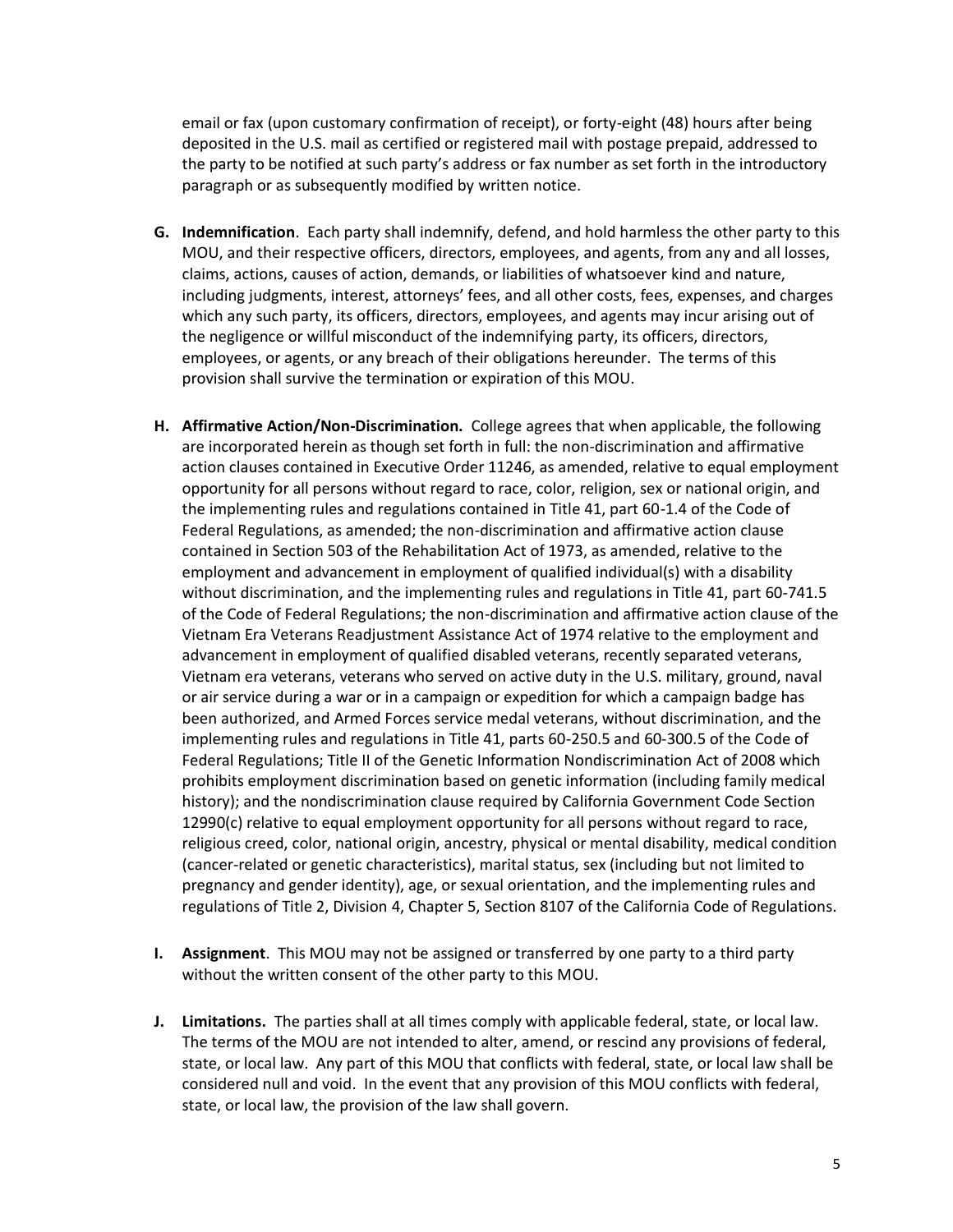email or fax (upon customary confirmation of receipt), or forty-eight (48) hours after being deposited in the U.S. mail as certified or registered mail with postage prepaid, addressed to the party to be notified at such party's address or fax number as set forth in the introductory paragraph or as subsequently modified by written notice.

**G. Indemnification**. Each party shall indemnify, defend, and hold harmless the other party to this MOU, and their respective officers, directors, employees, and agents, from any and all losses, claims, actions, causes of action, demands, or liabilities of whatsoever kind and nature, including judgments, interest, attorneys' fees, and all other costs, fees, expenses, and charges which any such party, its officers, directors, employees, and agents may incur arising out of the negligence or willful misconduct of the indemnifying party, its officers, directors, employees, or agents, or any breach of their obligations hereunder. The terms of this provision shall survive the termination or expiration of this MOU.

**H. Affirmative Action/Non-Discrimination.** College agrees that when applicable, the following are incorporated herein as though set forth in full: the non-discrimination and affirmative action clauses contained in Executive Order 11246, as amended, relative to equal employment opportunity for all persons without regard to race, color, religion, sex or national origin, and the implementing rules and regulations contained in Title 41, part 60-1.4 of the Code of Federal Regulations, as amended; the non-discrimination and affirmative action clause contained in Section 503 of the Rehabilitation Act of 1973, as amended, relative to the employment and advancement in employment of qualified individual(s) with a disability without discrimination, and the implementing rules and regulations in Title 41, part 60-741.5 of the Code of Federal Regulations; the non-discrimination and affirmative action clause of the Vietnam Era Veterans Readjustment Assistance Act of 1974 relative to the employment and advancement in employment of qualified disabled veterans, recently separated veterans, Vietnam era veterans, veterans who served on active duty in the U.S. military, ground, naval or air service during a war or in a campaign or expedition for which a campaign badge has been authorized, and Armed Forces service medal veterans, without discrimination, and the implementing rules and regulations in Title 41, parts 60-250.5 and 60-300.5 of the Code of Federal Regulations; Title II of the Genetic Information Nondiscrimination Act of 2008 which prohibits employment discrimination based on genetic information (including family medical history); and the nondiscrimination clause required by California Government Code Section 12990(c) relative to equal employment opportunity for all persons without regard to race, religious creed, color, national origin, ancestry, physical or mental disability, medical condition (cancer-related or genetic characteristics), marital status, sex (including but not limited to pregnancy and gender identity), age, or sexual orientation, and the implementing rules and regulations of Title 2, Division 4, Chapter 5, Section 8107 of the California Code of Regulations.

**I. Assignment**. This MOU may not be assigned or transferred by one party to a third party without the written consent of the other party to this MOU.

**J. Limitations.** The parties shall at all times comply with applicable federal, state, or local law. The terms of the MOU are not intended to alter, amend, or rescind any provisions of federal, state, or local law. Any part of this MOU that conflicts with federal, state, or local law shall be considered null and void. In the event that any provision of this MOU conflicts with federal, state, or local law, the provision of the law shall govern.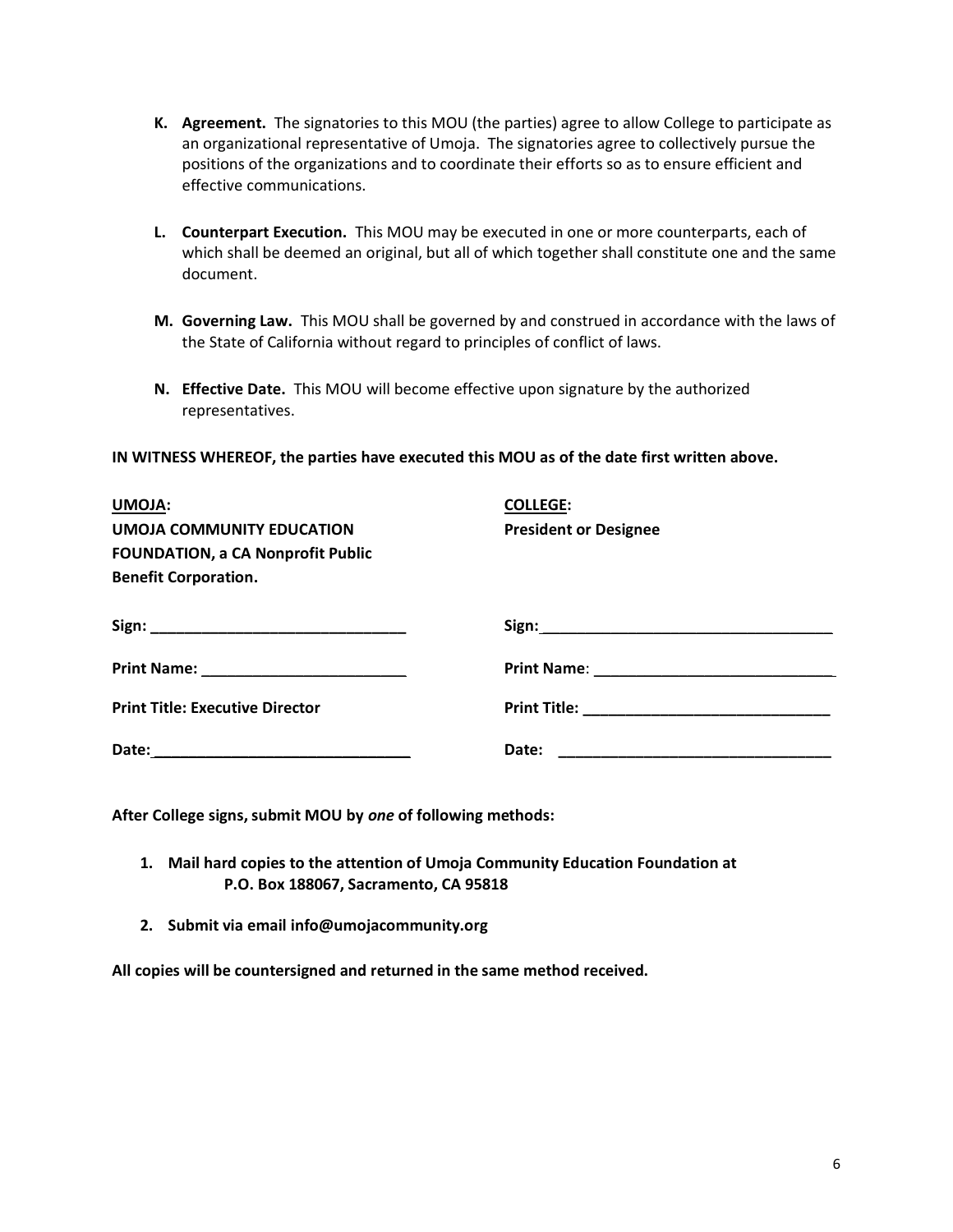K. **Agreement.** The signatories to this MOU (the parties) agree to allow College to participate as an organizational representative of Umoja. The signatories agree to collectively pursue the positions of the organizations and to coordinate their efforts so as to ensure efficient and effective communications.

L. **Counterpart Execution.** This MOU may be executed in one or more counterparts, each of which shall be deemed an original, but all of which together shall constitute one and the same document.

M. **Governing Law.** This MOU shall be governed by and construed in accordance with the laws of the State of California without regard to principles of conflict of laws.

N. **Effective Date.** This MOU will become effective upon signature by the authorized representatives.

**IN WITNESS WHEREOF, the parties have executed this MOU as of the date first written above.**

| **UMOJA:** <br> **UMOJA COMMUNITY EDUCATION FOUNDATION, a CA Nonprofit Public Benefit Corporation.** | **COLLEGE:** <br> **President or Designee** |
| --- | --- |
| **Sign:** ______________________________ | **Sign:** ___________________________________ |
| **Print Name:** ________________________ | **Print Name**: ____________________________ |
| **Print Title: Executive Director** | **Print Title:** _____________________________ |
| **Date:** ______________________________ | **Date:** ________________________________ |

**After College signs, submit MOU by *one* of following methods:**

1. **Mail hard copies to the attention of Umoja Community Education Foundation at P.O. Box 188067, Sacramento, CA 95818**
2. **Submit via email info@umojacommunity.org**

**All copies will be countersigned and returned in the same method received.**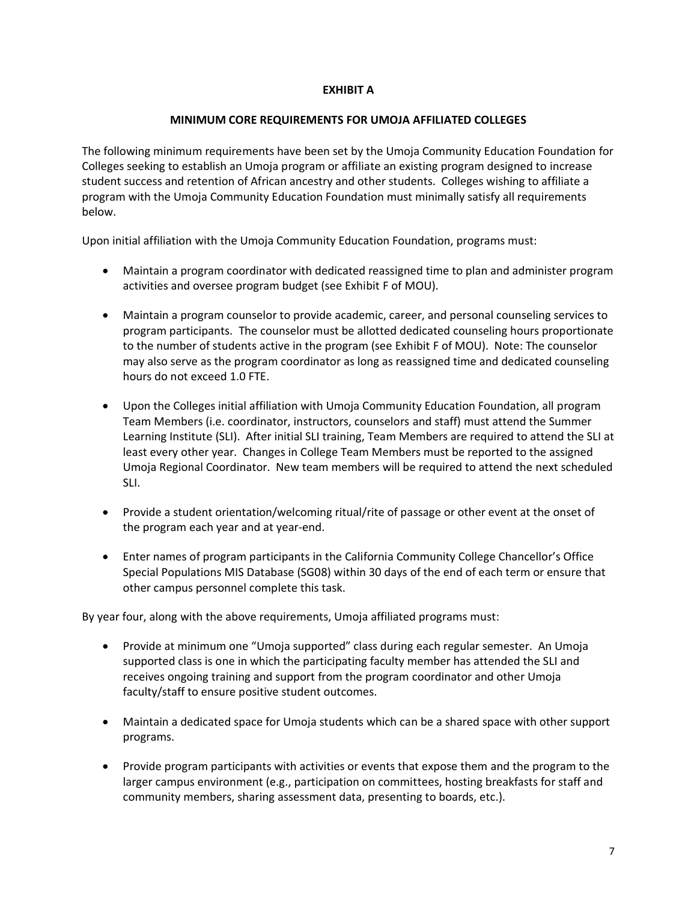# EXHIBIT A

## MINIMUM CORE REQUIREMENTS FOR UMOJA AFFILIATED COLLEGES

The following minimum requirements have been set by the Umoja Community Education Foundation for Colleges seeking to establish an Umoja program or affiliate an existing program designed to increase student success and retention of African ancestry and other students. Colleges wishing to affiliate a program with the Umoja Community Education Foundation must minimally satisfy all requirements below.

Upon initial affiliation with the Umoja Community Education Foundation, programs must:

- Maintain a program coordinator with dedicated reassigned time to plan and administer program activities and oversee program budget (see Exhibit F of MOU).

- Maintain a program counselor to provide academic, career, and personal counseling services to program participants. The counselor must be allotted dedicated counseling hours proportionate to the number of students active in the program (see Exhibit F of MOU). Note: The counselor may also serve as the program coordinator as long as reassigned time and dedicated counseling hours do not exceed 1.0 FTE.

- Upon the Colleges initial affiliation with Umoja Community Education Foundation, all program Team Members (i.e. coordinator, instructors, counselors and staff) must attend the Summer Learning Institute (SLI). After initial SLI training, Team Members are required to attend the SLI at least every other year. Changes in College Team Members must be reported to the assigned Umoja Regional Coordinator. New team members will be required to attend the next scheduled SLI.

- Provide a student orientation/welcoming ritual/rite of passage or other event at the onset of the program each year and at year-end.

- Enter names of program participants in the California Community College Chancellor's Office Special Populations MIS Database (SG08) within 30 days of the end of each term or ensure that other campus personnel complete this task.

By year four, along with the above requirements, Umoja affiliated programs must:

- Provide at minimum one "Umoja supported" class during each regular semester. An Umoja supported class is one in which the participating faculty member has attended the SLI and receives ongoing training and support from the program coordinator and other Umoja faculty/staff to ensure positive student outcomes.

- Maintain a dedicated space for Umoja students which can be a shared space with other support programs.

- Provide program participants with activities or events that expose them and the program to the larger campus environment (e.g., participation on committees, hosting breakfasts for staff and community members, sharing assessment data, presenting to boards, etc.).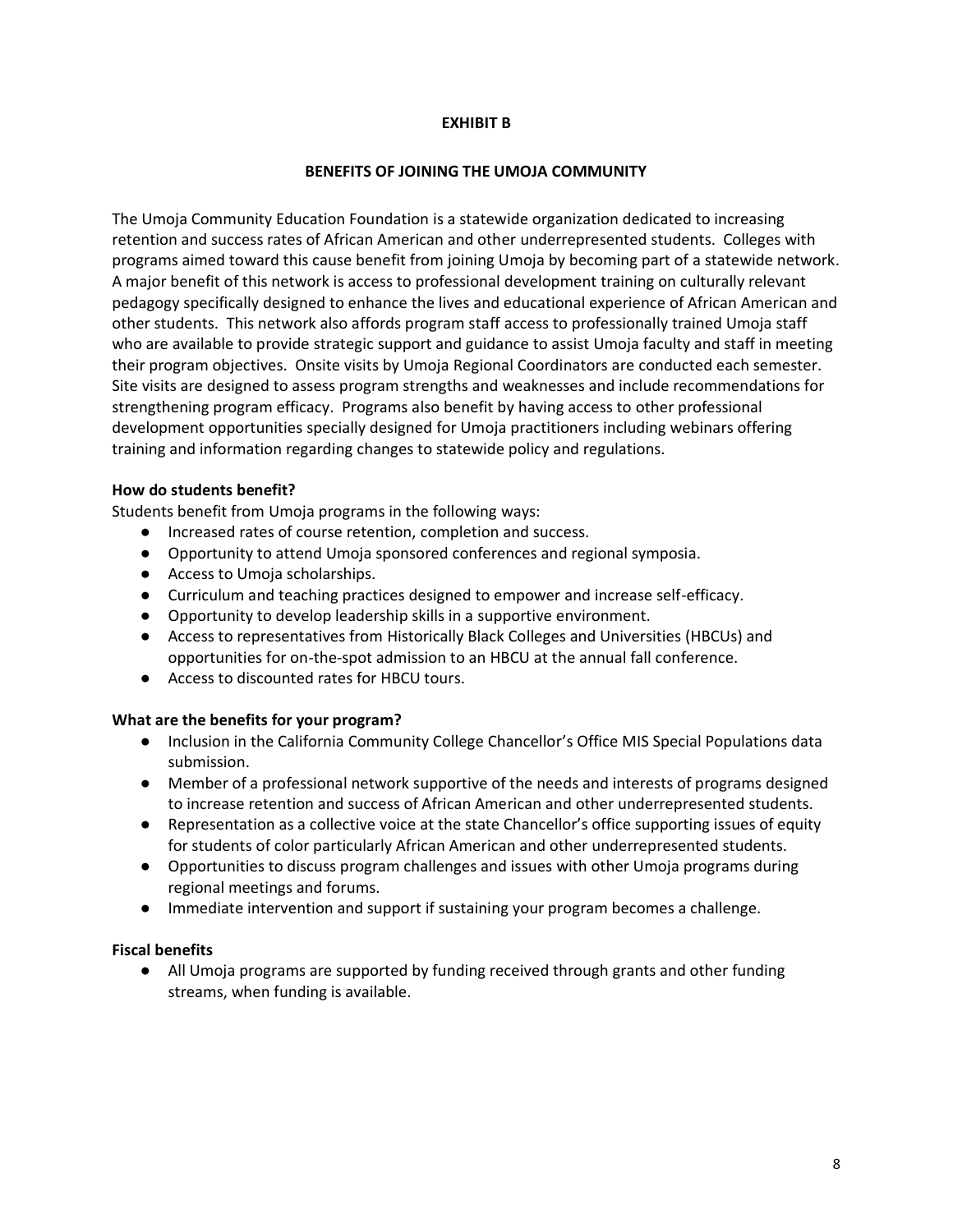**EXHIBIT B**

**BENEFITS OF JOINING THE UMOJA COMMUNITY**

The Umoja Community Education Foundation is a statewide organization dedicated to increasing retention and success rates of African American and other underrepresented students. Colleges with programs aimed toward this cause benefit from joining Umoja by becoming part of a statewide network. A major benefit of this network is access to professional development training on culturally relevant pedagogy specifically designed to enhance the lives and educational experience of African American and other students. This network also affords program staff access to professionally trained Umoja staff who are available to provide strategic support and guidance to assist Umoja faculty and staff in meeting their program objectives. Onsite visits by Umoja Regional Coordinators are conducted each semester. Site visits are designed to assess program strengths and weaknesses and include recommendations for strengthening program efficacy. Programs also benefit by having access to other professional development opportunities specially designed for Umoja practitioners including webinars offering training and information regarding changes to statewide policy and regulations.

**How do students benefit?**

Students benefit from Umoja programs in the following ways:

- Increased rates of course retention, completion and success.
- Opportunity to attend Umoja sponsored conferences and regional symposia.
- Access to Umoja scholarships.
- Curriculum and teaching practices designed to empower and increase self-efficacy.
- Opportunity to develop leadership skills in a supportive environment.
- Access to representatives from Historically Black Colleges and Universities (HBCUs) and opportunities for on-the-spot admission to an HBCU at the annual fall conference.
- Access to discounted rates for HBCU tours.

**What are the benefits for your program?**

- Inclusion in the California Community College Chancellor's Office MIS Special Populations data submission.
- Member of a professional network supportive of the needs and interests of programs designed to increase retention and success of African American and other underrepresented students.
- Representation as a collective voice at the state Chancellor's office supporting issues of equity for students of color particularly African American and other underrepresented students.
- Opportunities to discuss program challenges and issues with other Umoja programs during regional meetings and forums.
- Immediate intervention and support if sustaining your program becomes a challenge.

**Fiscal benefits**

- All Umoja programs are supported by funding received through grants and other funding streams, when funding is available.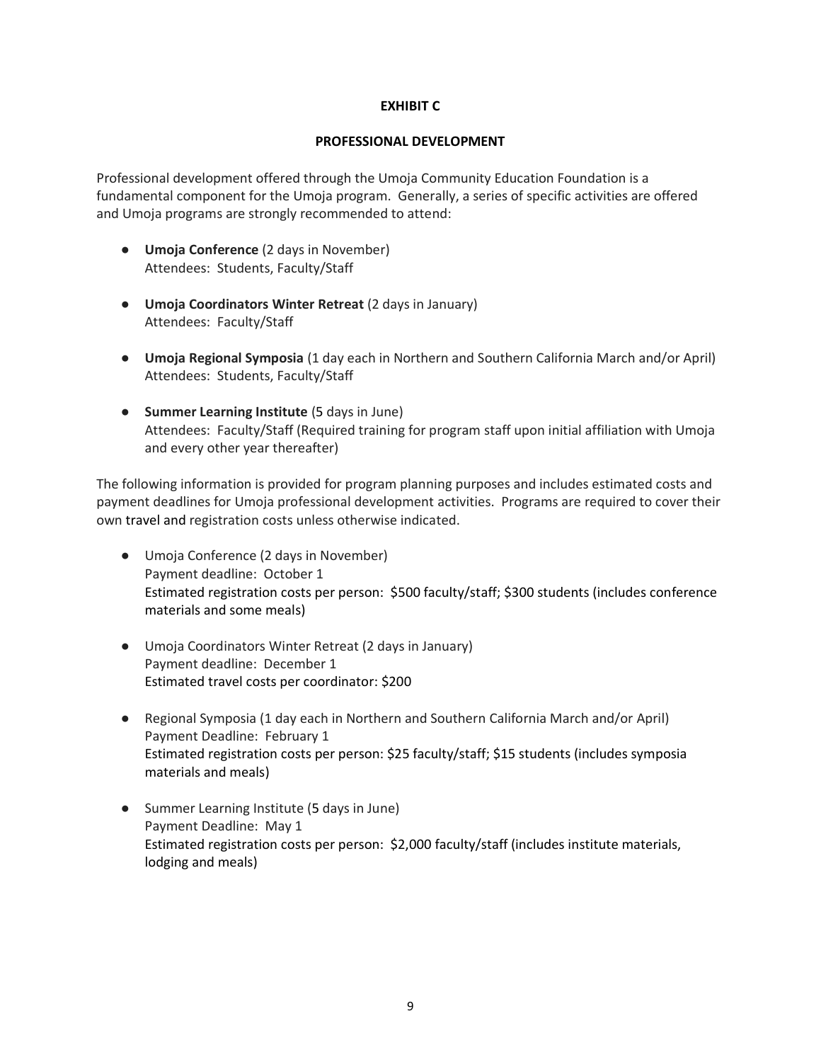**EXHIBIT C**

**PROFESSIONAL DEVELOPMENT**

Professional development offered through the Umoja Community Education Foundation is a fundamental component for the Umoja program. Generally, a series of specific activities are offered and Umoja programs are strongly recommended to attend:

- **Umoja Conference** (2 days in November)
  Attendees: Students, Faculty/Staff

- **Umoja Coordinators Winter Retreat** (2 days in January)
  Attendees: Faculty/Staff

- **Umoja Regional Symposia** (1 day each in Northern and Southern California March and/or April)
  Attendees: Students, Faculty/Staff

- **Summer Learning Institute** (5 days in June)
  Attendees: Faculty/Staff (Required training for program staff upon initial affiliation with Umoja and every other year thereafter)

The following information is provided for program planning purposes and includes estimated costs and payment deadlines for Umoja professional development activities. Programs are required to cover their own travel and registration costs unless otherwise indicated.

- Umoja Conference (2 days in November)
  Payment deadline: October 1
  Estimated registration costs per person: $500 faculty/staff; $300 students (includes conference materials and some meals)

- Umoja Coordinators Winter Retreat (2 days in January)
  Payment deadline: December 1
  Estimated travel costs per coordinator: $200

- Regional Symposia (1 day each in Northern and Southern California March and/or April)
  Payment Deadline: February 1
  Estimated registration costs per person: $25 faculty/staff; $15 students (includes symposia materials and meals)

- Summer Learning Institute (5 days in June)
  Payment Deadline: May 1
  Estimated registration costs per person: $2,000 faculty/staff (includes institute materials, lodging and meals)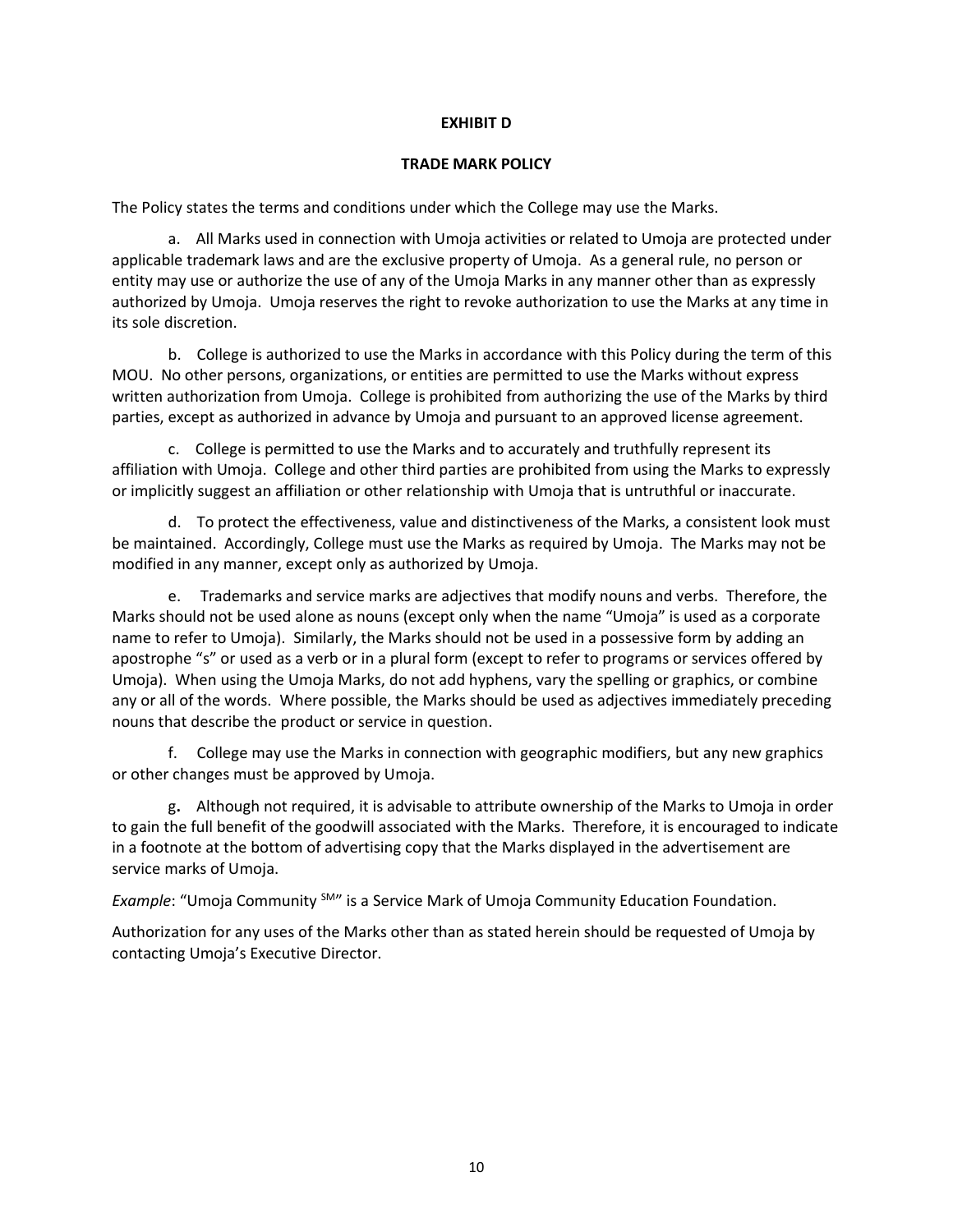# EXHIBIT D

## TRADE MARK POLICY

The Policy states the terms and conditions under which the College may use the Marks.

a. All Marks used in connection with Umoja activities or related to Umoja are protected under applicable trademark laws and are the exclusive property of Umoja. As a general rule, no person or entity may use or authorize the use of any of the Umoja Marks in any manner other than as expressly authorized by Umoja. Umoja reserves the right to revoke authorization to use the Marks at any time in its sole discretion.

b. College is authorized to use the Marks in accordance with this Policy during the term of this MOU. No other persons, organizations, or entities are permitted to use the Marks without express written authorization from Umoja. College is prohibited from authorizing the use of the Marks by third parties, except as authorized in advance by Umoja and pursuant to an approved license agreement.

c. College is permitted to use the Marks and to accurately and truthfully represent its affiliation with Umoja. College and other third parties are prohibited from using the Marks to expressly or implicitly suggest an affiliation or other relationship with Umoja that is untruthful or inaccurate.

d. To protect the effectiveness, value and distinctiveness of the Marks, a consistent look must be maintained. Accordingly, College must use the Marks as required by Umoja. The Marks may not be modified in any manner, except only as authorized by Umoja.

e. Trademarks and service marks are adjectives that modify nouns and verbs. Therefore, the Marks should not be used alone as nouns (except only when the name "Umoja" is used as a corporate name to refer to Umoja). Similarly, the Marks should not be used in a possessive form by adding an apostrophe "s" or used as a verb or in a plural form (except to refer to programs or services offered by Umoja). When using the Umoja Marks, do not add hyphens, vary the spelling or graphics, or combine any or all of the words. Where possible, the Marks should be used as adjectives immediately preceding nouns that describe the product or service in question.

f. College may use the Marks in connection with geographic modifiers, but any new graphics or other changes must be approved by Umoja.

**g.** Although not required, it is advisable to attribute ownership of the Marks to Umoja in order to gain the full benefit of the goodwill associated with the Marks. Therefore, it is encouraged to indicate in a footnote at the bottom of advertising copy that the Marks displayed in the advertisement are service marks of Umoja.

*Example*: "Umoja Community [SM]" is a Service Mark of Umoja Community Education Foundation.

Authorization for any uses of the Marks other than as stated herein should be requested of Umoja by contacting Umoja's Executive Director.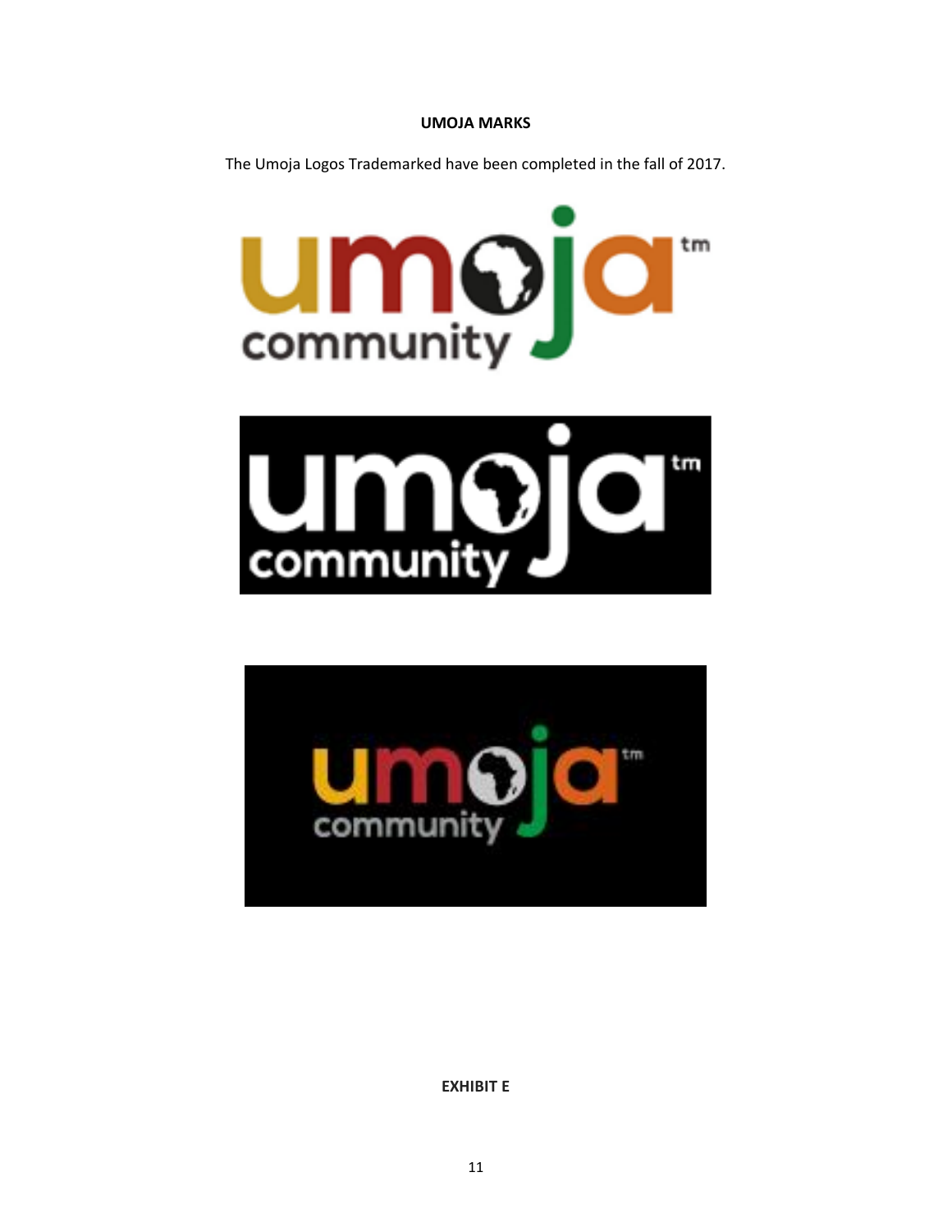**UMOJA MARKS**

The Umoja Logos Trademarked have been completed in the fall of 2017.

**EXHIBIT E**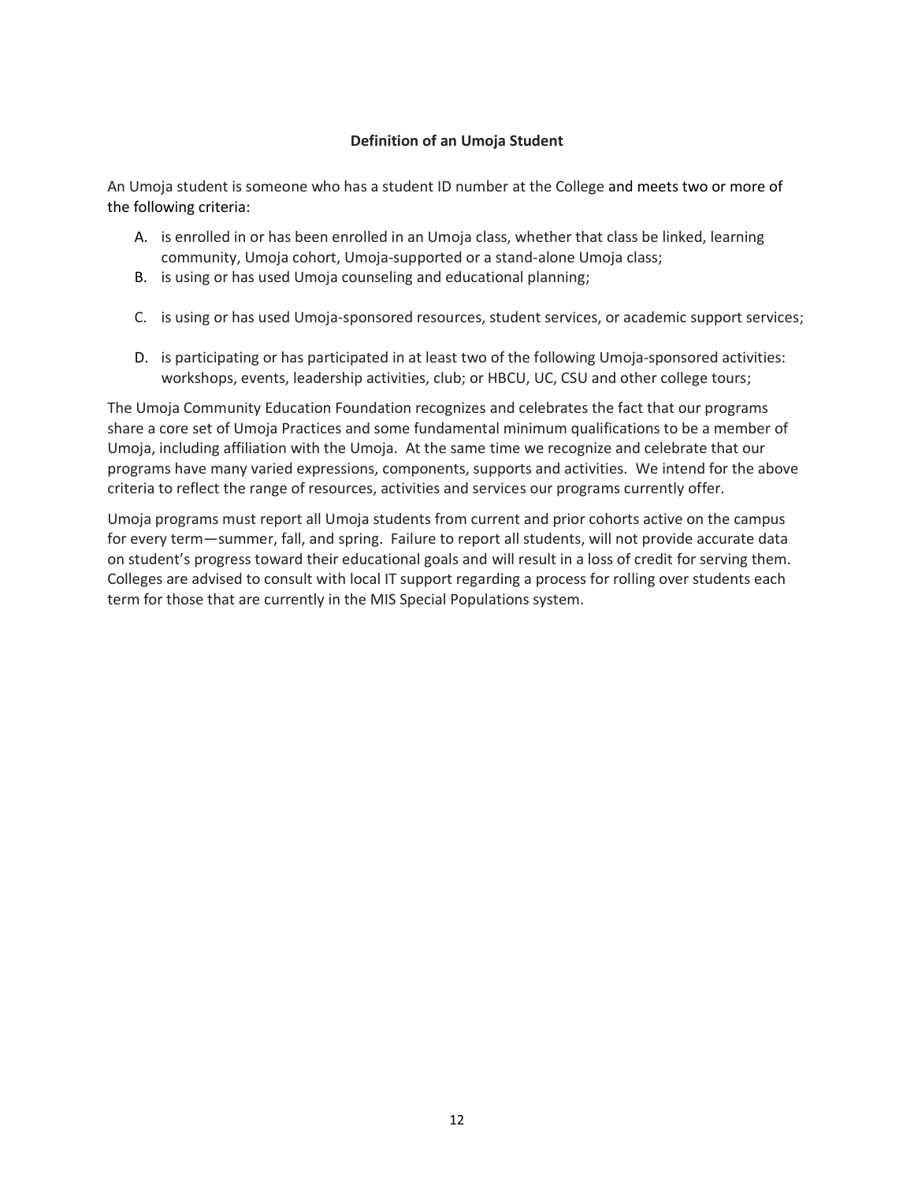**Definition of an Umoja Student**

An Umoja student is someone who has a student ID number at the College and meets two or more of the following criteria:

A. is enrolled in or has been enrolled in an Umoja class, whether that class be linked, learning community, Umoja cohort, Umoja-supported or a stand-alone Umoja class;
B. is using or has used Umoja counseling and educational planning;
C. is using or has used Umoja-sponsored resources, student services, or academic support services;
D. is participating or has participated in at least two of the following Umoja-sponsored activities: workshops, events, leadership activities, club; or HBCU, UC, CSU and other college tours;

The Umoja Community Education Foundation recognizes and celebrates the fact that our programs share a core set of Umoja Practices and some fundamental minimum qualifications to be a member of Umoja, including affiliation with the Umoja. At the same time we recognize and celebrate that our programs have many varied expressions, components, supports and activities. We intend for the above criteria to reflect the range of resources, activities and services our programs currently offer.

Umoja programs must report all Umoja students from current and prior cohorts active on the campus for every term—summer, fall, and spring. Failure to report all students, will not provide accurate data on student's progress toward their educational goals and will result in a loss of credit for serving them. Colleges are advised to consult with local IT support regarding a process for rolling over students each term for those that are currently in the MIS Special Populations system.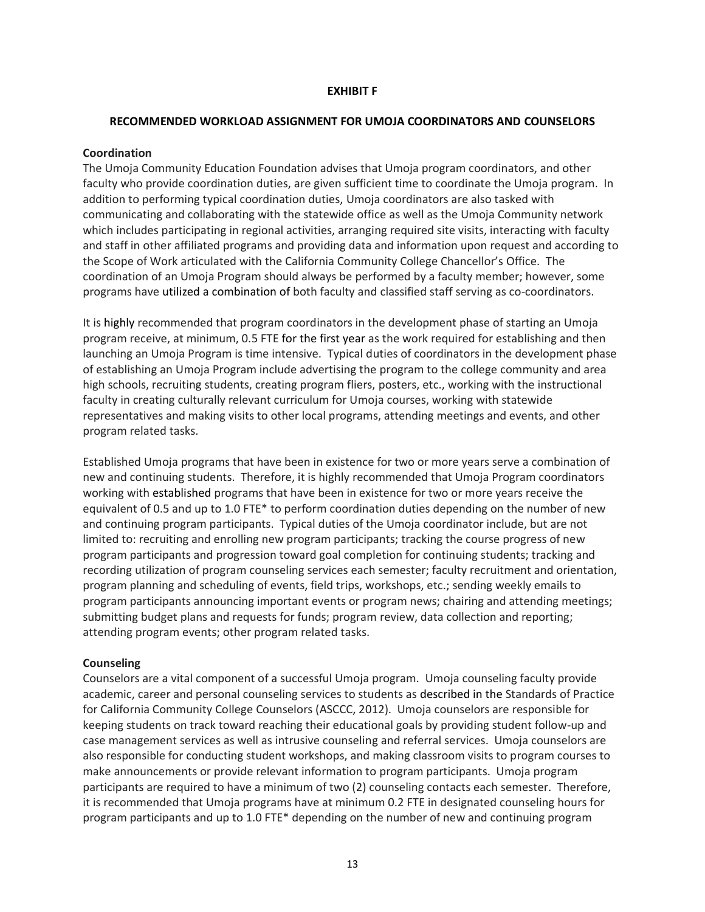**EXHIBIT F**

**RECOMMENDED WORKLOAD ASSIGNMENT FOR UMOJA COORDINATORS AND COUNSELORS**

**Coordination**

The Umoja Community Education Foundation advises that Umoja program coordinators, and other faculty who provide coordination duties, are given sufficient time to coordinate the Umoja program. In addition to performing typical coordination duties, Umoja coordinators are also tasked with communicating and collaborating with the statewide office as well as the Umoja Community network which includes participating in regional activities, arranging required site visits, interacting with faculty and staff in other affiliated programs and providing data and information upon request and according to the Scope of Work articulated with the California Community College Chancellor's Office. The coordination of an Umoja Program should always be performed by a faculty member; however, some programs have utilized a combination of both faculty and classified staff serving as co-coordinators.

It is highly recommended that program coordinators in the development phase of starting an Umoja program receive, at minimum, 0.5 FTE for the first year as the work required for establishing and then launching an Umoja Program is time intensive. Typical duties of coordinators in the development phase of establishing an Umoja Program include advertising the program to the college community and area high schools, recruiting students, creating program fliers, posters, etc., working with the instructional faculty in creating culturally relevant curriculum for Umoja courses, working with statewide representatives and making visits to other local programs, attending meetings and events, and other program related tasks.

Established Umoja programs that have been in existence for two or more years serve a combination of new and continuing students. Therefore, it is highly recommended that Umoja Program coordinators working with established programs that have been in existence for two or more years receive the equivalent of 0.5 and up to 1.0 FTE* to perform coordination duties depending on the number of new and continuing program participants. Typical duties of the Umoja coordinator include, but are not limited to: recruiting and enrolling new program participants; tracking the course progress of new program participants and progression toward goal completion for continuing students; tracking and recording utilization of program counseling services each semester; faculty recruitment and orientation, program planning and scheduling of events, field trips, workshops, etc.; sending weekly emails to program participants announcing important events or program news; chairing and attending meetings; submitting budget plans and requests for funds; program review, data collection and reporting; attending program events; other program related tasks.

**Counseling**

Counselors are a vital component of a successful Umoja program. Umoja counseling faculty provide academic, career and personal counseling services to students as described in the Standards of Practice for California Community College Counselors (ASCCC, 2012). Umoja counselors are responsible for keeping students on track toward reaching their educational goals by providing student follow-up and case management services as well as intrusive counseling and referral services. Umoja counselors are also responsible for conducting student workshops, and making classroom visits to program courses to make announcements or provide relevant information to program participants. Umoja program participants are required to have a minimum of two (2) counseling contacts each semester. Therefore, it is recommended that Umoja programs have at minimum 0.2 FTE in designated counseling hours for program participants and up to 1.0 FTE* depending on the number of new and continuing program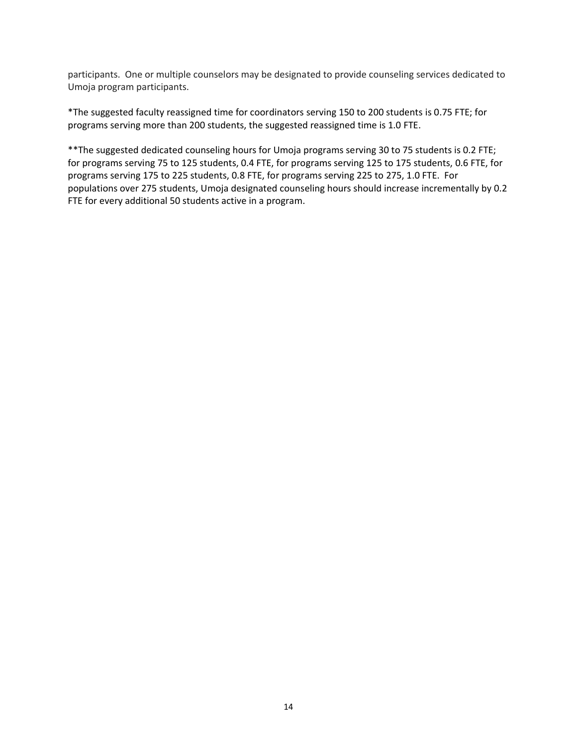participants. One or multiple counselors may be designated to provide counseling services dedicated to Umoja program participants.

*The suggested faculty reassigned time for coordinators serving 150 to 200 students is 0.75 FTE; for programs serving more than 200 students, the suggested reassigned time is 1.0 FTE.

**The suggested dedicated counseling hours for Umoja programs serving 30 to 75 students is 0.2 FTE; for programs serving 75 to 125 students, 0.4 FTE, for programs serving 125 to 175 students, 0.6 FTE, for programs serving 175 to 225 students, 0.8 FTE, for programs serving 225 to 275, 1.0 FTE. For populations over 275 students, Umoja designated counseling hours should increase incrementally by 0.2 FTE for every additional 50 students active in a program.